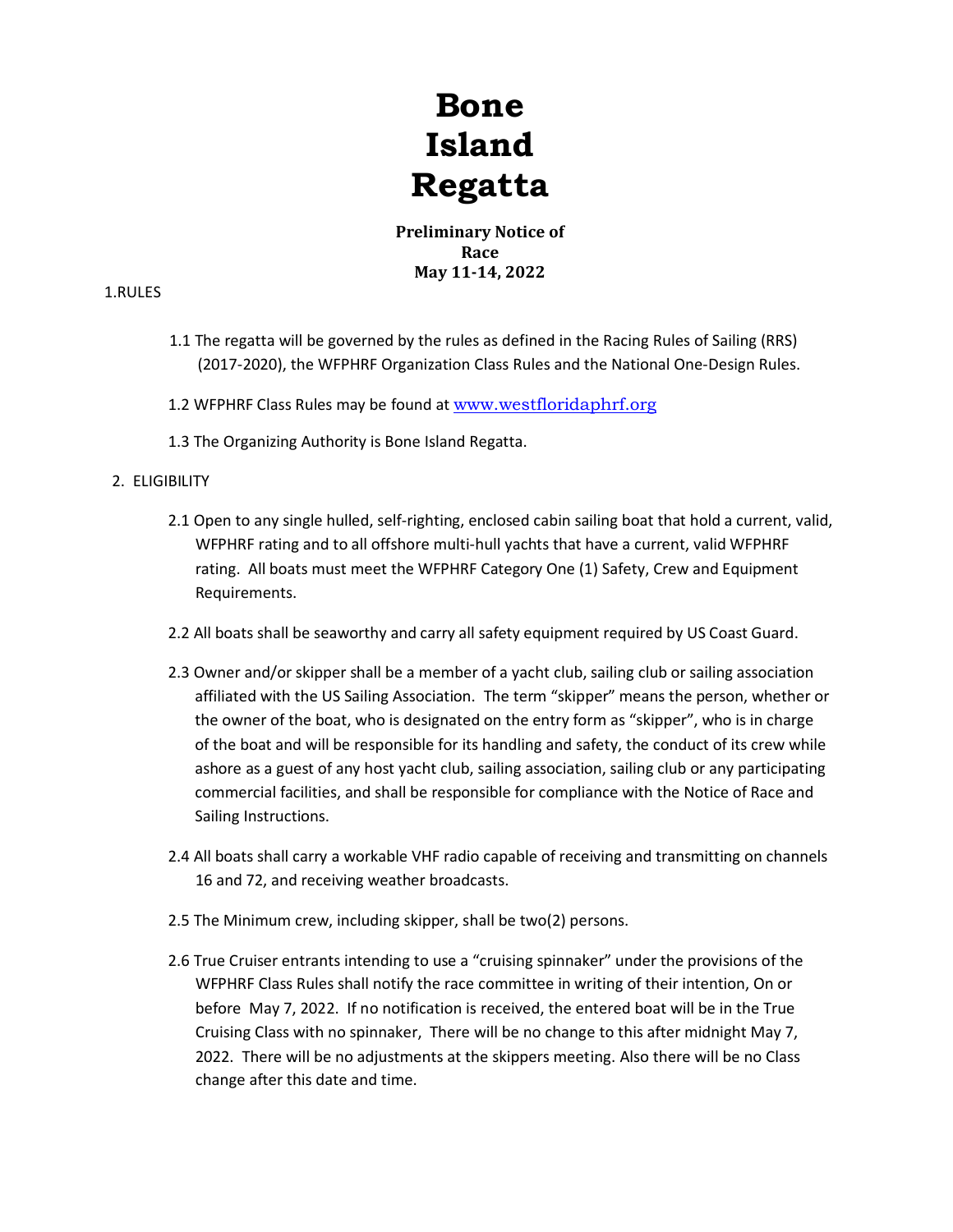# Bone Island Regatta

**Preliminary Notice of Race**
**May 11-14, 2022**

1.RULES

1.1 The regatta will be governed by the rules as defined in the Racing Rules of Sailing (RRS) (2017-2020), the WFPHRF Organization Class Rules and the National One-Design Rules.

1.2 WFPHRF Class Rules may be found at www.westfloridaphrf.org

1.3 The Organizing Authority is Bone Island Regatta.

2. ELIGIBILITY

2.1 Open to any single hulled, self-righting, enclosed cabin sailing boat that hold a current, valid, WFPHRF rating and to all offshore multi-hull yachts that have a current, valid WFPHRF rating. All boats must meet the WFPHRF Category One (1) Safety, Crew and Equipment Requirements.

2.2 All boats shall be seaworthy and carry all safety equipment required by US Coast Guard.

2.3 Owner and/or skipper shall be a member of a yacht club, sailing club or sailing association affiliated with the US Sailing Association. The term "skipper" means the person, whether or the owner of the boat, who is designated on the entry form as "skipper", who is in charge of the boat and will be responsible for its handling and safety, the conduct of its crew while ashore as a guest of any host yacht club, sailing association, sailing club or any participating commercial facilities, and shall be responsible for compliance with the Notice of Race and Sailing Instructions.

2.4 All boats shall carry a workable VHF radio capable of receiving and transmitting on channels 16 and 72, and receiving weather broadcasts.

2.5 The Minimum crew, including skipper, shall be two(2) persons.

2.6 True Cruiser entrants intending to use a "cruising spinnaker" under the provisions of the WFPHRF Class Rules shall notify the race committee in writing of their intention, On or before May 7, 2022. If no notification is received, the entered boat will be in the True Cruising Class with no spinnaker, There will be no change to this after midnight May 7, 2022. There will be no adjustments at the skippers meeting. Also there will be no Class change after this date and time.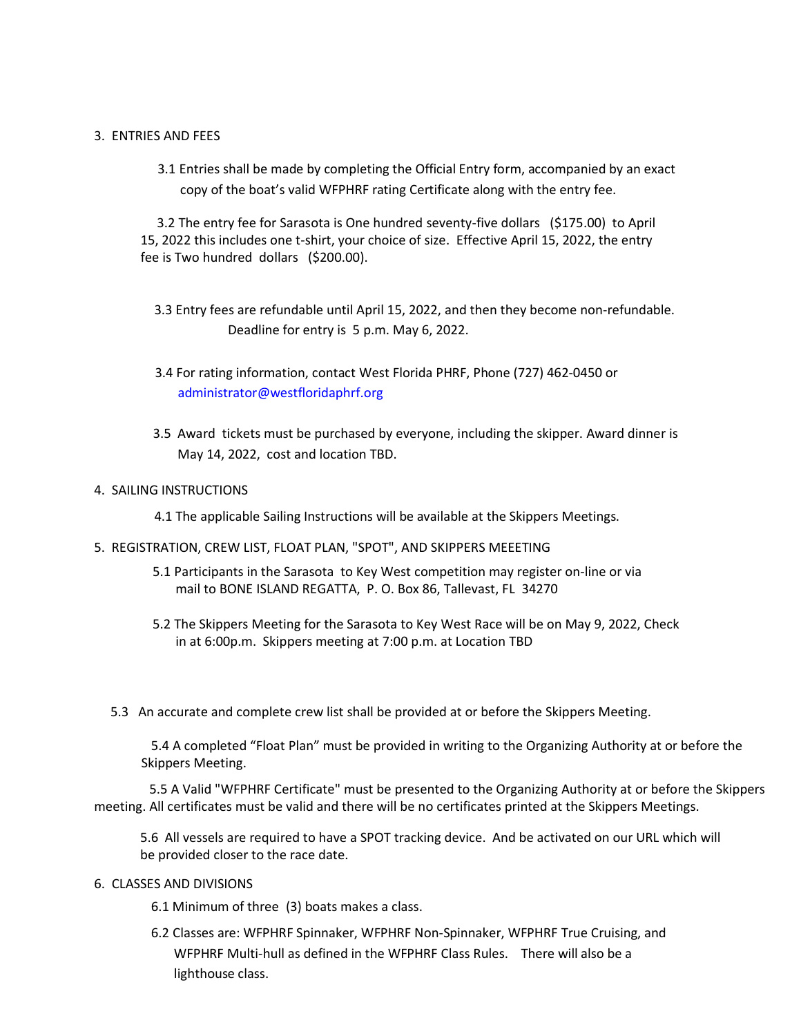## 3. ENTRIES AND FEES

3.1 Entries shall be made by completing the Official Entry form, accompanied by an exact copy of the boat's valid WFPHRF rating Certificate along with the entry fee.

3.2 The entry fee for Sarasota is One hundred seventy-five dollars ($175.00) to April 15, 2022 this includes one t-shirt, your choice of size. Effective April 15, 2022, the entry fee is Two hundred dollars ($200.00).

3.3 Entry fees are refundable until April 15, 2022, and then they become non-refundable. Deadline for entry is 5 p.m. May 6, 2022.

3.4 For rating information, contact West Florida PHRF, Phone (727) 462-0450 or administrator@westfloridaphrf.org

3.5 Award tickets must be purchased by everyone, including the skipper. Award dinner is May 14, 2022, cost and location TBD.

## 4. SAILING INSTRUCTIONS

4.1 The applicable Sailing Instructions will be available at the Skippers Meetings.

## 5. REGISTRATION, CREW LIST, FLOAT PLAN, "SPOT", AND SKIPPERS MEEETING

5.1 Participants in the Sarasota to Key West competition may register on-line or via mail to BONE ISLAND REGATTA, P. O. Box 86, Tallevast, FL 34270

5.2 The Skippers Meeting for the Sarasota to Key West Race will be on May 9, 2022, Check in at 6:00p.m. Skippers meeting at 7:00 p.m. at Location TBD

5.3 An accurate and complete crew list shall be provided at or before the Skippers Meeting.

5.4 A completed "Float Plan" must be provided in writing to the Organizing Authority at or before the Skippers Meeting.

5.5 A Valid "WFPHRF Certificate" must be presented to the Organizing Authority at or before the Skippers meeting. All certificates must be valid and there will be no certificates printed at the Skippers Meetings.

5.6 All vessels are required to have a SPOT tracking device. And be activated on our URL which will be provided closer to the race date.

## 6. CLASSES AND DIVISIONS

6.1 Minimum of three (3) boats makes a class.

6.2 Classes are: WFPHRF Spinnaker, WFPHRF Non-Spinnaker, WFPHRF True Cruising, and WFPHRF Multi-hull as defined in the WFPHRF Class Rules. There will also be a lighthouse class.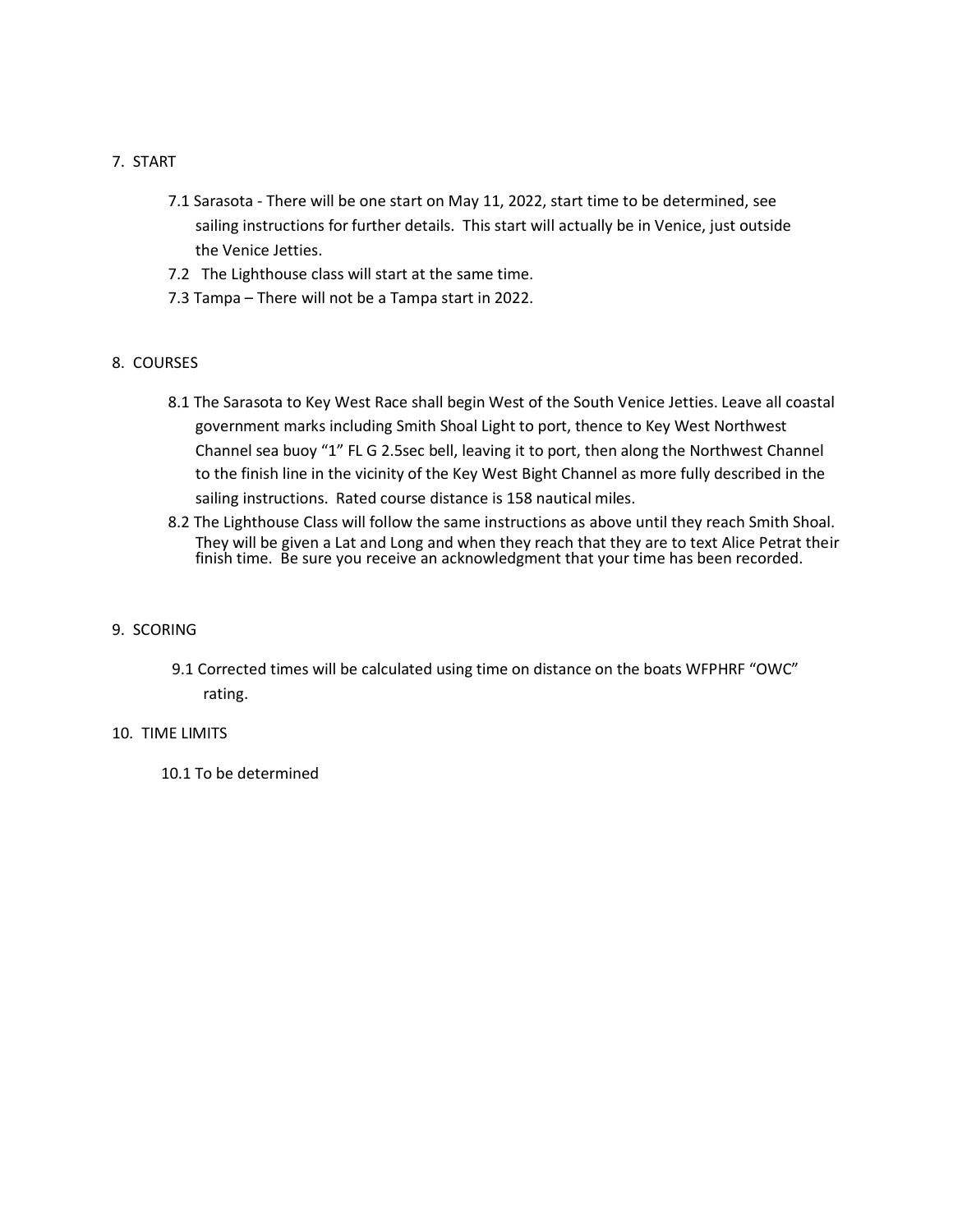## 7. START

7.1 Sarasota - There will be one start on May 11, 2022, start time to be determined, see sailing instructions for further details. This start will actually be in Venice, just outside the Venice Jetties.

7.2 The Lighthouse class will start at the same time.

7.3 Tampa – There will not be a Tampa start in 2022.

## 8. COURSES

8.1 The Sarasota to Key West Race shall begin West of the South Venice Jetties. Leave all coastal government marks including Smith Shoal Light to port, thence to Key West Northwest Channel sea buoy "1" FL G 2.5sec bell, leaving it to port, then along the Northwest Channel to the finish line in the vicinity of the Key West Bight Channel as more fully described in the sailing instructions. Rated course distance is 158 nautical miles.

8.2 The Lighthouse Class will follow the same instructions as above until they reach Smith Shoal. They will be given a Lat and Long and when they reach that they are to text Alice Petrat their finish time. Be sure you receive an acknowledgment that your time has been recorded.

## 9. SCORING

9.1 Corrected times will be calculated using time on distance on the boats WFPHRF "OWC" rating.

## 10. TIME LIMITS

10.1 To be determined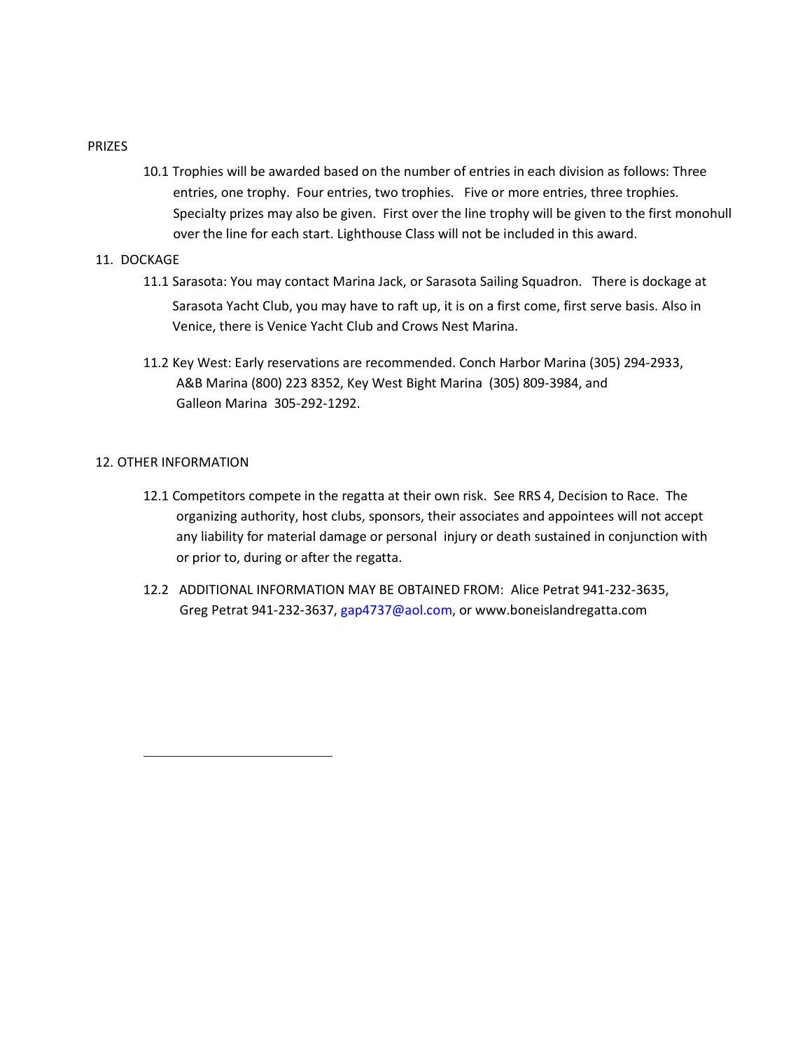PRIZES

10.1 Trophies will be awarded based on the number of entries in each division as follows: Three entries, one trophy. Four entries, two trophies. Five or more entries, three trophies. Specialty prizes may also be given. First over the line trophy will be given to the first monohull over the line for each start. Lighthouse Class will not be included in this award.

11. DOCKAGE

11.1 Sarasota: You may contact Marina Jack, or Sarasota Sailing Squadron. There is dockage at Sarasota Yacht Club, you may have to raft up, it is on a first come, first serve basis. Also in Venice, there is Venice Yacht Club and Crows Nest Marina.

11.2 Key West: Early reservations are recommended. Conch Harbor Marina (305) 294-2933, A&B Marina (800) 223 8352, Key West Bight Marina (305) 809-3984, and Galleon Marina 305-292-1292.

12. OTHER INFORMATION

12.1 Competitors compete in the regatta at their own risk. See RRS 4, Decision to Race. The organizing authority, host clubs, sponsors, their associates and appointees will not accept any liability for material damage or personal injury or death sustained in conjunction with or prior to, during or after the regatta.

12.2 ADDITIONAL INFORMATION MAY BE OBTAINED FROM: Alice Petrat 941-232-3635, Greg Petrat 941-232-3637, gap4737@aol.com, or www.boneislandregatta.com